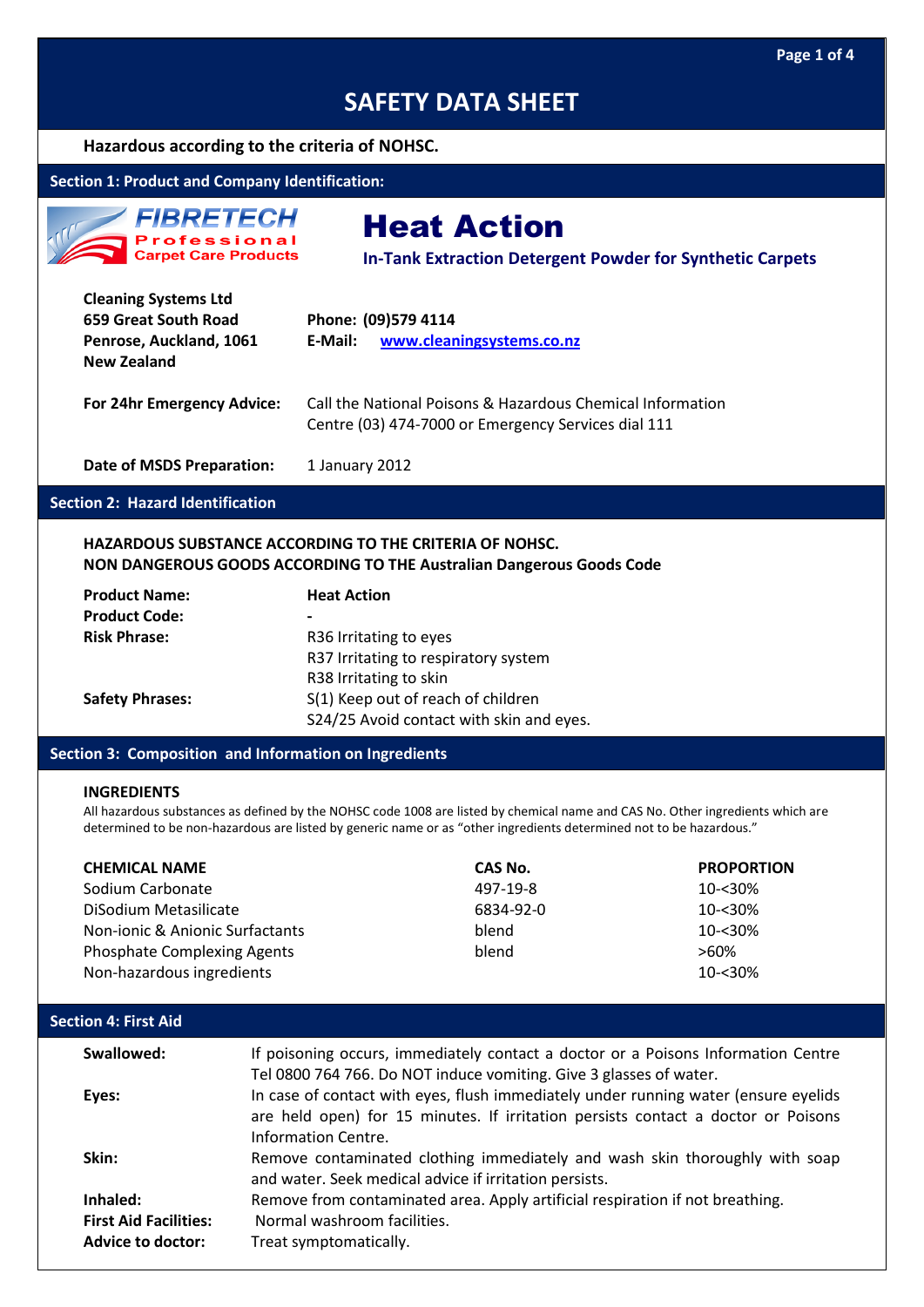# SAFETY DATA SHEET

**Hazardous according to the criteria of NOHSC.**

## Section 1: Product and Company Identification:

FIBRETECH
Professional
Carpet Care Products

# Heat Action

**In-Tank Extraction Detergent Powder for Synthetic Carpets**

**Cleaning Systems Ltd**
**659 Great South Road**
**Penrose, Auckland, 1061**
**New Zealand**

**Phone:** **(09)579 4114**
**E-Mail:** **www.cleaningsystems.co.nz**

**For 24hr Emergency Advice:** Call the National Poisons & Hazardous Chemical Information Centre (03) 474-7000 or Emergency Services dial 111

**Date of MSDS Preparation:** 1 January 2012

## Section 2: Hazard Identification

**HAZARDOUS SUBSTANCE ACCORDING TO THE CRITERIA OF NOHSC.**
**NON DANGEROUS GOODS ACCORDING TO THE Australian Dangerous Goods Code**

| | |
|---|---|
| **Product Name:** | **Heat Action** |
| **Product Code:** | **-** |
| **Risk Phrase:** | R36 Irritating to eyes<br>R37 Irritating to respiratory system<br>R38 Irritating to skin |
| **Safety Phrases:** | S(1) Keep out of reach of children<br>S24/25 Avoid contact with skin and eyes. |

## Section 3: Composition and Information on Ingredients

**INGREDIENTS**

All hazardous substances as defined by the NOHSC code 1008 are listed by chemical name and CAS No. Other ingredients which are determined to be non-hazardous are listed by generic name or as "other ingredients determined not to be hazardous."

| CHEMICAL NAME | CAS No. | PROPORTION |
|---|---|---|
| Sodium Carbonate | 497-19-8 | 10-<30% |
| DiSodium Metasilicate | 6834-92-0 | 10-<30% |
| Non-ionic & Anionic Surfactants | blend | 10-<30% |
| Phosphate Complexing Agents | blend | >60% |
| Non-hazardous ingredients | | 10-<30% |

## Section 4: First Aid

| | |
|---|---|
| **Swallowed:** | If poisoning occurs, immediately contact a doctor or a Poisons Information Centre Tel 0800 764 766. Do NOT induce vomiting. Give 3 glasses of water. |
| **Eyes:** | In case of contact with eyes, flush immediately under running water (ensure eyelids are held open) for 15 minutes. If irritation persists contact a doctor or Poisons Information Centre. |
| **Skin:** | Remove contaminated clothing immediately and wash skin thoroughly with soap and water. Seek medical advice if irritation persists. |
| **Inhaled:** | Remove from contaminated area. Apply artificial respiration if not breathing. |
| **First Aid Facilities:** | Normal washroom facilities. |
| **Advice to doctor:** | Treat symptomatically. |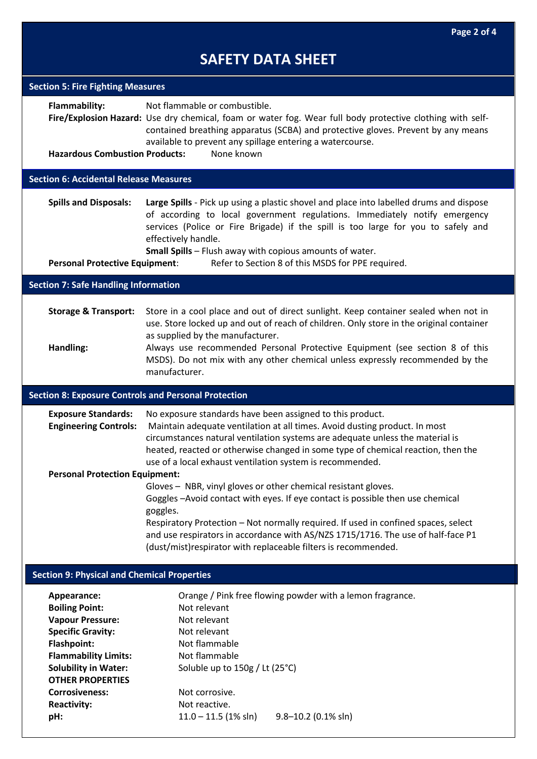# SAFETY DATA SHEET

## Section 5: Fire Fighting Measures

**Flammability:** Not flammable or combustible.

**Fire/Explosion Hazard:** Use dry chemical, foam or water fog. Wear full body protective clothing with self-contained breathing apparatus (SCBA) and protective gloves. Prevent by any means available to prevent any spillage entering a watercourse.

**Hazardous Combustion Products:** None known

## Section 6: Accidental Release Measures

**Spills and Disposals:** **Large Spills** - Pick up using a plastic shovel and place into labelled drums and dispose of according to local government regulations. Immediately notify emergency services (Police or Fire Brigade) if the spill is too large for you to safely and effectively handle.

**Small Spills** – Flush away with copious amounts of water.

**Personal Protective Equipment**: Refer to Section 8 of this MSDS for PPE required.

## Section 7: Safe Handling Information

**Storage & Transport:** Store in a cool place and out of direct sunlight. Keep container sealed when not in use. Store locked up and out of reach of children. Only store in the original container as supplied by the manufacturer.

**Handling:** Always use recommended Personal Protective Equipment (see section 8 of this MSDS). Do not mix with any other chemical unless expressly recommended by the manufacturer.

## Section 8: Exposure Controls and Personal Protection

**Exposure Standards:** No exposure standards have been assigned to this product.

**Engineering Controls:** Maintain adequate ventilation at all times. Avoid dusting product. In most circumstances natural ventilation systems are adequate unless the material is heated, reacted or otherwise changed in some type of chemical reaction, then the use of a local exhaust ventilation system is recommended.

**Personal Protection Equipment:**

Gloves – NBR, vinyl gloves or other chemical resistant gloves.

Goggles –Avoid contact with eyes. If eye contact is possible then use chemical goggles.

Respiratory Protection – Not normally required. If used in confined spaces, select and use respirators in accordance with AS/NZS 1715/1716. The use of half-face P1 (dust/mist)respirator with replaceable filters is recommended.

## Section 9: Physical and Chemical Properties

**Appearance:** Orange / Pink free flowing powder with a lemon fragrance.
**Boiling Point:** Not relevant
**Vapour Pressure:** Not relevant
**Specific Gravity:** Not relevant
**Flashpoint:** Not flammable
**Flammability Limits:** Not flammable
**Solubility in Water:** Soluble up to 150g / Lt (25°C)

**OTHER PROPERTIES**

**Corrosiveness:** Not corrosive.
**Reactivity:** Not reactive.
**pH:** 11.0 – 11.5 (1% sln) 9.8–10.2 (0.1% sln)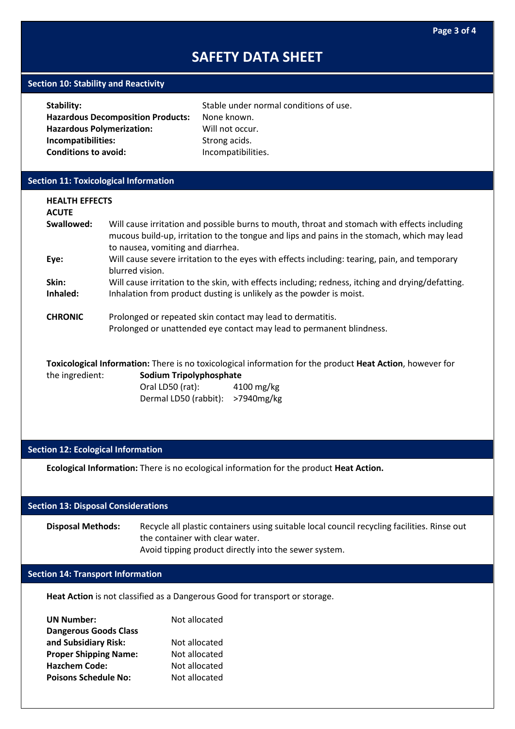# SAFETY DATA SHEET

## Section 10: Stability and Reactivity

**Stability:** Stable under normal conditions of use.
**Hazardous Decomposition Products:** None known.
**Hazardous Polymerization:** Will not occur.
**Incompatibilities:** Strong acids.
**Conditions to avoid:** Incompatibilities.

## Section 11: Toxicological Information

**HEALTH EFFECTS**
**ACUTE**

**Swallowed:** Will cause irritation and possible burns to mouth, throat and stomach with effects including mucous build-up, irritation to the tongue and lips and pains in the stomach, which may lead to nausea, vomiting and diarrhea.

**Eye:** Will cause severe irritation to the eyes with effects including: tearing, pain, and temporary blurred vision.

**Skin:** Will cause irritation to the skin, with effects including; redness, itching and drying/defatting.

**Inhaled:** Inhalation from product dusting is unlikely as the powder is moist.

**CHRONIC** Prolonged or repeated skin contact may lead to dermatitis.
Prolonged or unattended eye contact may lead to permanent blindness.

**Toxicological Information:** There is no toxicological information for the product **Heat Action**, however for the ingredient: **Sodium Tripolyphosphate**

Oral LD50 (rat): 4100 mg/kg
Dermal LD50 (rabbit): >7940mg/kg

## Section 12: Ecological Information

**Ecological Information:** There is no ecological information for the product **Heat Action.**

## Section 13: Disposal Considerations

**Disposal Methods:** Recycle all plastic containers using suitable local council recycling facilities. Rinse out the container with clear water.
Avoid tipping product directly into the sewer system.

## Section 14: Transport Information

**Heat Action** is not classified as a Dangerous Good for transport or storage.

**UN Number:** Not allocated
**Dangerous Goods Class and Subsidiary Risk:** Not allocated
**Proper Shipping Name:** Not allocated
**Hazchem Code:** Not allocated
**Poisons Schedule No:** Not allocated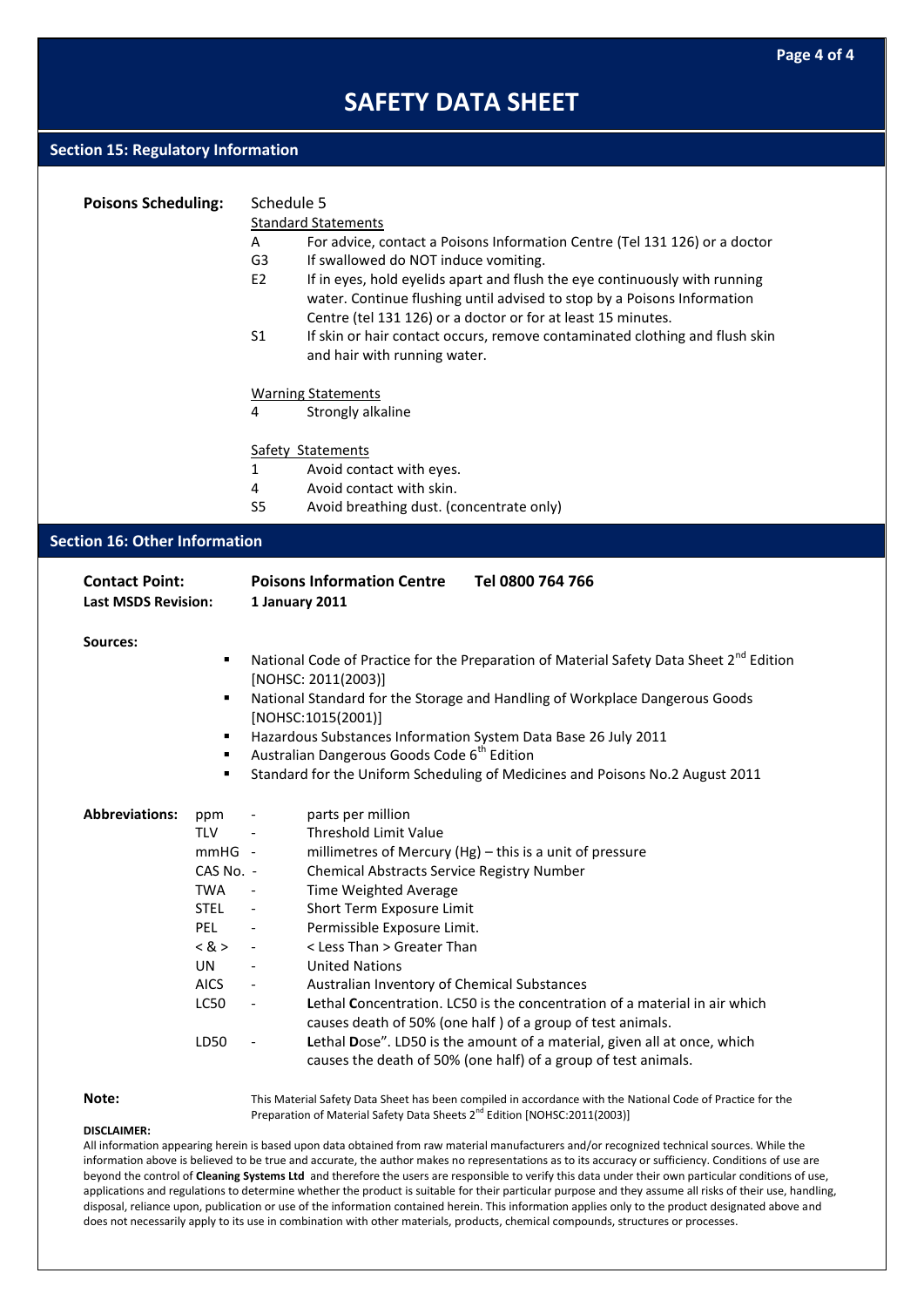# SAFETY DATA SHEET

## Section 15: Regulatory Information

**Poisons Scheduling:** Schedule 5

Standard Statements

| | |
|---|---|
| A | For advice, contact a Poisons Information Centre (Tel 131 126) or a doctor |
| G3 | If swallowed do NOT induce vomiting. |
| E2 | If in eyes, hold eyelids apart and flush the eye continuously with running water. Continue flushing until advised to stop by a Poisons Information Centre (tel 131 126) or a doctor or for at least 15 minutes. |
| S1 | If skin or hair contact occurs, remove contaminated clothing and flush skin and hair with running water. |

Warning Statements

| | |
|---|---|
| 4 | Strongly alkaline |

Safety Statements

| | |
|---|---|
| 1 | Avoid contact with eyes. |
| 4 | Avoid contact with skin. |
| S5 | Avoid breathing dust. (concentrate only) |

## Section 16: Other Information

**Contact Point:** **Poisons Information Centre Tel 0800 764 766**

**Last MSDS Revision:** **1 January 2011**

**Sources:**

- National Code of Practice for the Preparation of Material Safety Data Sheet 2nd Edition [NOHSC: 2011(2003)]
- National Standard for the Storage and Handling of Workplace Dangerous Goods [NOHSC:1015(2001)]
- Hazardous Substances Information System Data Base 26 July 2011
- Australian Dangerous Goods Code 6th Edition
- Standard for the Uniform Scheduling of Medicines and Poisons No.2 August 2011

**Abbreviations:**

| | | |
|---|---|---|
| ppm | - | parts per million |
| TLV | - | Threshold Limit Value |
| mmHG | - | millimetres of Mercury (Hg) – this is a unit of pressure |
| CAS No. | - | Chemical Abstracts Service Registry Number |
| TWA | - | Time Weighted Average |
| STEL | - | Short Term Exposure Limit |
| PEL | - | Permissible Exposure Limit. |
| < & > | - | < Less Than > Greater Than |
| UN | - | United Nations |
| AICS | - | Australian Inventory of Chemical Substances |
| LC50 | - | **L**ethal **C**oncentration. LC50 is the concentration of a material in air which causes death of 50% (one half ) of a group of test animals. |
| LD50 | - | **L**ethal **D**ose". LD50 is the amount of a material, given all at once, which causes the death of 50% (one half) of a group of test animals. |

**Note:** This Material Safety Data Sheet has been compiled in accordance with the National Code of Practice for the Preparation of Material Safety Data Sheets 2nd Edition [NOHSC:2011(2003)]

**DISCLAIMER:**

All information appearing herein is based upon data obtained from raw material manufacturers and/or recognized technical sources. While the information above is believed to be true and accurate, the author makes no representations as to its accuracy or sufficiency. Conditions of use are beyond the control of **Cleaning Systems Ltd** and therefore the users are responsible to verify this data under their own particular conditions of use, applications and regulations to determine whether the product is suitable for their particular purpose and they assume all risks of their use, handling, disposal, reliance upon, publication or use of the information contained herein. This information applies only to the product designated above and does not necessarily apply to its use in combination with other materials, products, chemical compounds, structures or processes.